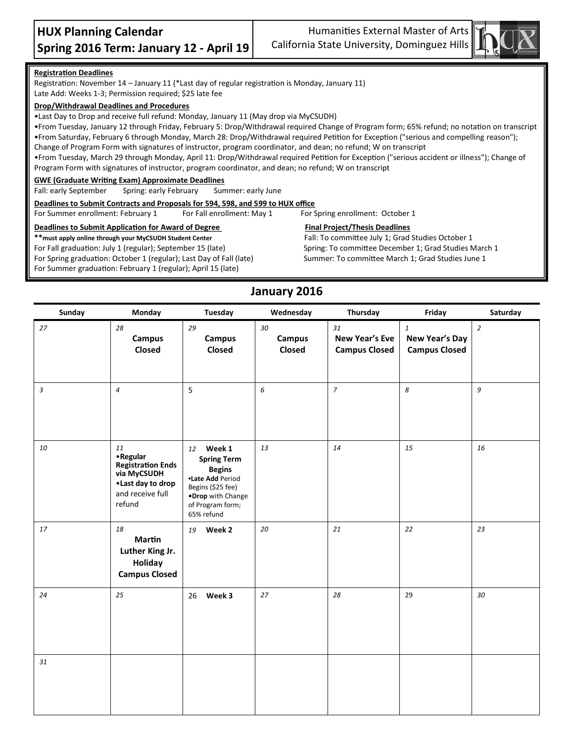# HUX Planning Calendar
## Spring 2016 Term: January 12 - April 19

Humanities External Master of Arts
California State University, Dominguez Hills

**Registration Deadlines**

Registration: November 14 – January 11 (*Last day of regular registration is Monday, January 11)
Late Add: Weeks 1-3; Permission required; $25 late fee

**Drop/Withdrawal Deadlines and Procedures**

- Last Day to Drop and receive full refund: Monday, January 11 (May drop via MyCSUDH)
- From Tuesday, January 12 through Friday, February 5: Drop/Withdrawal required Change of Program form; 65% refund; no notation on transcript
- From Saturday, February 6 through Monday, March 28: Drop/Withdrawal required Petition for Exception ("serious and compelling reason"); Change of Program Form with signatures of instructor, program coordinator, and dean; no refund; W on transcript
- From Tuesday, March 29 through Monday, April 11: Drop/Withdrawal required Petition for Exception ("serious accident or illness"); Change of Program Form with signatures of instructor, program coordinator, and dean; no refund; W on transcript

**GWE (Graduate Writing Exam) Approximate Deadlines**

Fall: early September    Spring: early February    Summer: early June

**Deadlines to Submit Contracts and Proposals for 594, 598, and 599 to HUX office**

For Summer enrollment: February 1    For Fall enrollment: May 1    For Spring enrollment: October 1

**Deadlines to Submit Application for Award of Degree**

****must apply online through your MyCSUDH Student Center**
For Fall graduation: July 1 (regular); September 15 (late)
For Spring graduation: October 1 (regular); Last Day of Fall (late)
For Summer graduation: February 1 (regular); April 15 (late)

**Final Project/Thesis Deadlines**

Fall: To committee July 1; Grad Studies October 1
Spring: To committee December 1; Grad Studies March 1
Summer: To committee March 1; Grad Studies June 1

## January 2016

| Sunday | Monday | Tuesday | Wednesday | Thursday | Friday | Saturday |
|---|---|---|---|---|---|---|
| 27 | 28 **Campus Closed** | 29 **Campus Closed** | 30 **Campus Closed** | 31 **New Year's Eve Campus Closed** | 1 **New Year's Day Campus Closed** | 2 |
| 3 | 4 | 5 | 6 | 7 | 8 | 9 |
| 10 | 11 • **Regular Registration Ends via MyCSUDH** • **Last day to drop** and receive full refund | 12 **Week 1 Spring Term Begins** • **Late Add** Period Begins ($25 fee) • **Drop** with Change of Program form; 65% refund | 13 | 14 | 15 | 16 |
| 17 | 18 **Martin Luther King Jr. Holiday Campus Closed** | 19 **Week 2** | 20 | 21 | 22 | 23 |
| 24 | 25 | 26 **Week 3** | 27 | 28 | 29 | 30 |
| 31 | | | | | | |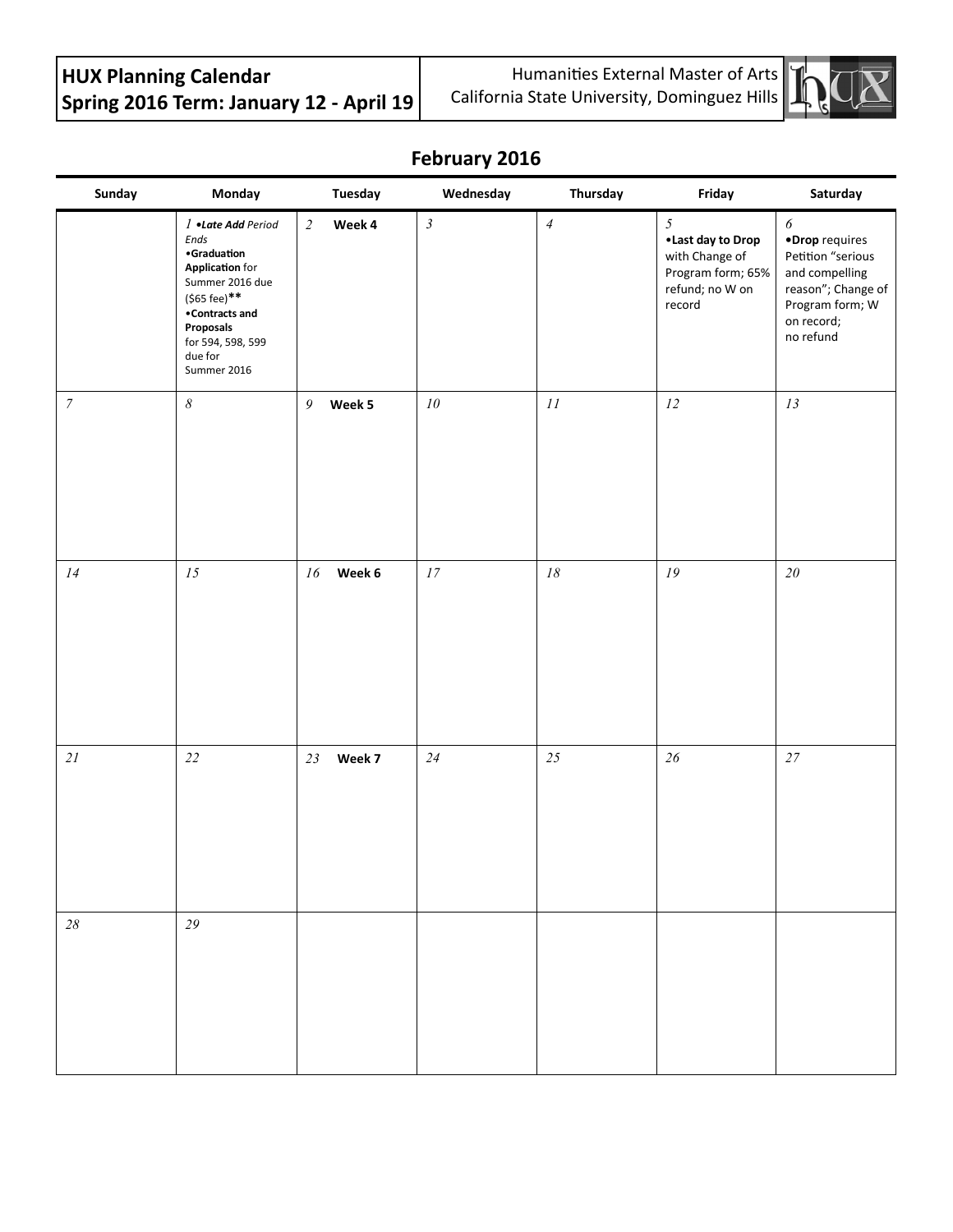# HUX Planning Calendar
## Spring 2016 Term: January 12 - April 19

Humanities External Master of Arts
California State University, Dominguez Hills

## February 2016

| Sunday | Monday | Tuesday | Wednesday | Thursday | Friday | Saturday |
|---|---|---|---|---|---|---|
| | 1 •***Late Add*** *Period Ends* •**Graduation Application** for Summer 2016 due ($65 fee)** •**Contracts and Proposals** for 594, 598, 599 due for Summer 2016 | 2 **Week 4** | 3 | 4 | 5 •**Last day to Drop** with Change of Program form; 65% refund; no W on record | 6 •**Drop** requires Petition "serious and compelling reason"; Change of Program form; W on record; no refund |
| 7 | 8 | 9 **Week 5** | 10 | 11 | 12 | 13 |
| 14 | 15 | 16 **Week 6** | 17 | 18 | 19 | 20 |
| 21 | 22 | 23 **Week 7** | 24 | 25 | 26 | 27 |
| 28 | 29 | | | | | |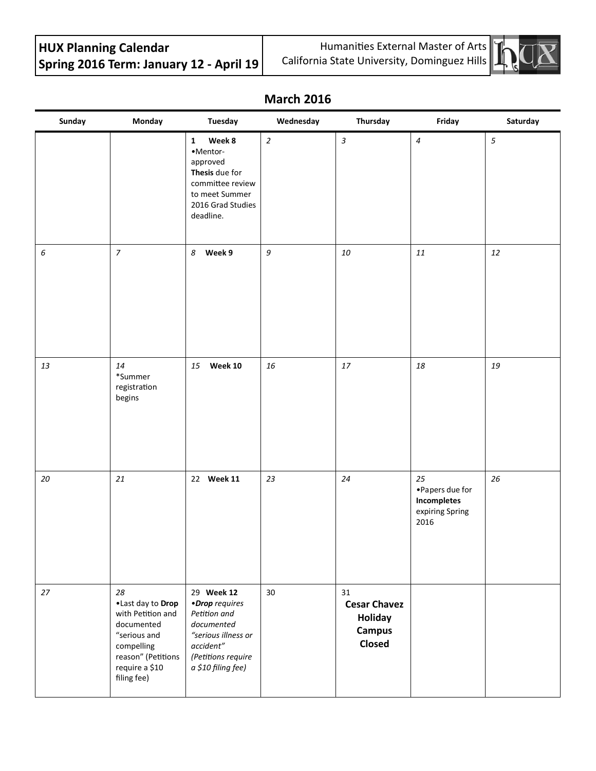**HUX Planning Calendar**
**Spring 2016 Term: January 12 - April 19**

Humanities External Master of Arts
California State University, Dominguez Hills

## March 2016

| Sunday | Monday | Tuesday | Wednesday | Thursday | Friday | Saturday |
|---|---|---|---|---|---|---|
| | | 1 **Week 8** •Mentor-approved **Thesis** due for committee review to meet Summer 2016 Grad Studies deadline. | *2* | *3* | *4* | *5* |
| *6* | *7* | *8* **Week 9** | *9* | *10* | *11* | *12* |
| *13* | *14* *Summer registration begins | *15* **Week 10** | *16* | *17* | *18* | *19* |
| *20* | *21* | 22 **Week 11** | *23* | *24* | *25* •Papers due for **Incompletes** expiring Spring 2016 | *26* |
| *27* | *28* •Last day to **Drop** with Petition and documented "serious and compelling reason" (Petitions require a $10 filing fee) | 29 **Week 12** *•**Drop** requires Petition and documented "serious illness or accident" (Petitions require a $10 filing fee)* | 30 | 31 **Cesar Chavez Holiday Campus Closed** | | |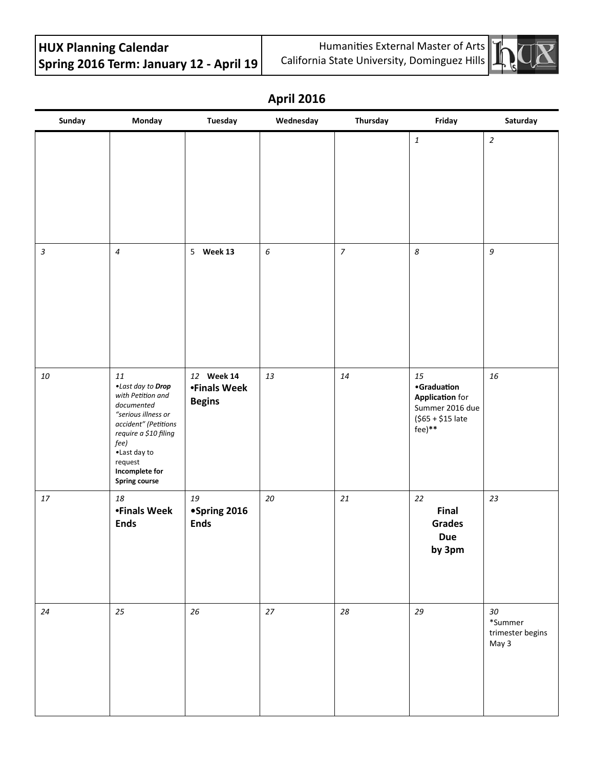**HUX Planning Calendar**
**Spring 2016 Term: January 12 - April 19**

Humanities External Master of Arts
California State University, Dominguez Hills

## April 2016

| Sunday | Monday | Tuesday | Wednesday | Thursday | Friday | Saturday |
|---|---|---|---|---|---|---|
| | | | | | *1* | *2* |
| *3* | *4* | 5 **Week 13** | *6* | *7* | *8* | *9* |
| *10* | *11*<br>•*Last day to **Drop** with Petition and documented "serious illness or accident" (Petitions require a $10 filing fee)*<br>•Last day to request **Incomplete for Spring course** | *12* **Week 14**<br>**•Finals Week Begins** | *13* | *14* | *15*<br>•**Graduation Application** for Summer 2016 due ($65 + $15 late fee)** | *16* |
| *17* | *18*<br>**•Finals Week Ends** | *19*<br>**•Spring 2016 Ends** | *20* | *21* | *22*<br>**Final Grades Due by 3pm** | *23* |
| *24* | *25* | *26* | *27* | *28* | *29* | *30*<br>*Summer trimester begins May 3 |